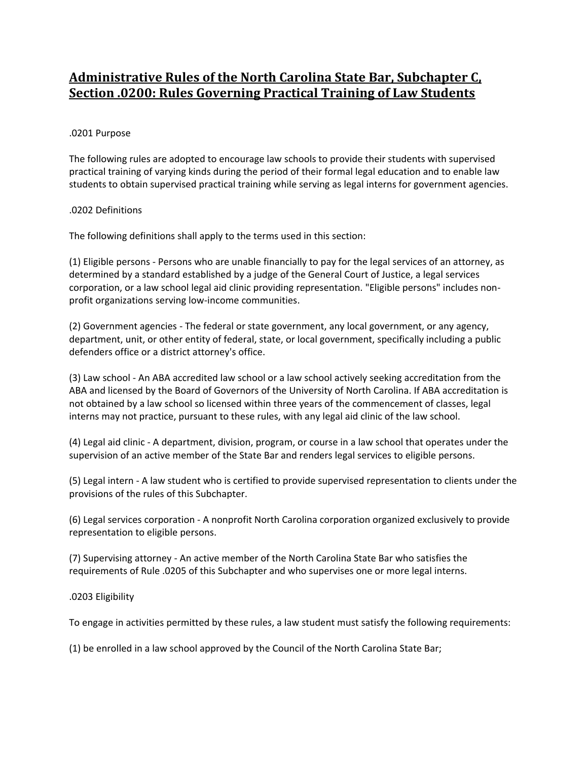# Administrative Rules of the North Carolina State Bar, Subchapter C, Section .0200: Rules Governing Practical Training of Law Students

.0201 Purpose

The following rules are adopted to encourage law schools to provide their students with supervised practical training of varying kinds during the period of their formal legal education and to enable law students to obtain supervised practical training while serving as legal interns for government agencies.

.0202 Definitions

The following definitions shall apply to the terms used in this section:

(1) Eligible persons - Persons who are unable financially to pay for the legal services of an attorney, as determined by a standard established by a judge of the General Court of Justice, a legal services corporation, or a law school legal aid clinic providing representation. "Eligible persons" includes non-profit organizations serving low-income communities.

(2) Government agencies - The federal or state government, any local government, or any agency, department, unit, or other entity of federal, state, or local government, specifically including a public defenders office or a district attorney's office.

(3) Law school - An ABA accredited law school or a law school actively seeking accreditation from the ABA and licensed by the Board of Governors of the University of North Carolina. If ABA accreditation is not obtained by a law school so licensed within three years of the commencement of classes, legal interns may not practice, pursuant to these rules, with any legal aid clinic of the law school.

(4) Legal aid clinic - A department, division, program, or course in a law school that operates under the supervision of an active member of the State Bar and renders legal services to eligible persons.

(5) Legal intern - A law student who is certified to provide supervised representation to clients under the provisions of the rules of this Subchapter.

(6) Legal services corporation - A nonprofit North Carolina corporation organized exclusively to provide representation to eligible persons.

(7) Supervising attorney - An active member of the North Carolina State Bar who satisfies the requirements of Rule .0205 of this Subchapter and who supervises one or more legal interns.

.0203 Eligibility

To engage in activities permitted by these rules, a law student must satisfy the following requirements:

(1) be enrolled in a law school approved by the Council of the North Carolina State Bar;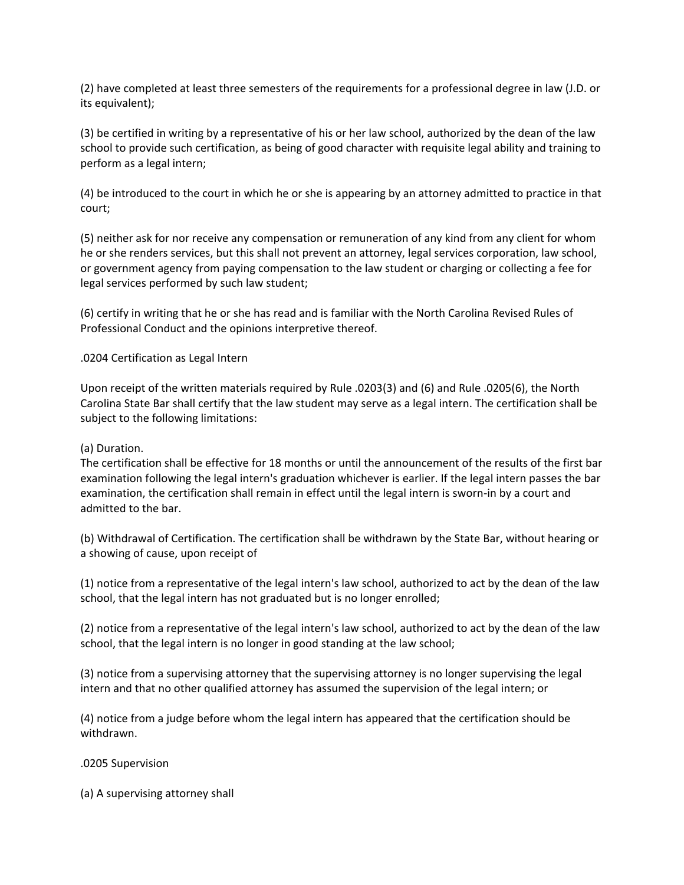(2) have completed at least three semesters of the requirements for a professional degree in law (J.D. or its equivalent);

(3) be certified in writing by a representative of his or her law school, authorized by the dean of the law school to provide such certification, as being of good character with requisite legal ability and training to perform as a legal intern;

(4) be introduced to the court in which he or she is appearing by an attorney admitted to practice in that court;

(5) neither ask for nor receive any compensation or remuneration of any kind from any client for whom he or she renders services, but this shall not prevent an attorney, legal services corporation, law school, or government agency from paying compensation to the law student or charging or collecting a fee for legal services performed by such law student;

(6) certify in writing that he or she has read and is familiar with the North Carolina Revised Rules of Professional Conduct and the opinions interpretive thereof.

.0204 Certification as Legal Intern

Upon receipt of the written materials required by Rule .0203(3) and (6) and Rule .0205(6), the North Carolina State Bar shall certify that the law student may serve as a legal intern. The certification shall be subject to the following limitations:

(a) Duration.
The certification shall be effective for 18 months or until the announcement of the results of the first bar examination following the legal intern's graduation whichever is earlier. If the legal intern passes the bar examination, the certification shall remain in effect until the legal intern is sworn-in by a court and admitted to the bar.

(b) Withdrawal of Certification. The certification shall be withdrawn by the State Bar, without hearing or a showing of cause, upon receipt of

(1) notice from a representative of the legal intern's law school, authorized to act by the dean of the law school, that the legal intern has not graduated but is no longer enrolled;

(2) notice from a representative of the legal intern's law school, authorized to act by the dean of the law school, that the legal intern is no longer in good standing at the law school;

(3) notice from a supervising attorney that the supervising attorney is no longer supervising the legal intern and that no other qualified attorney has assumed the supervision of the legal intern; or

(4) notice from a judge before whom the legal intern has appeared that the certification should be withdrawn.

.0205 Supervision

(a) A supervising attorney shall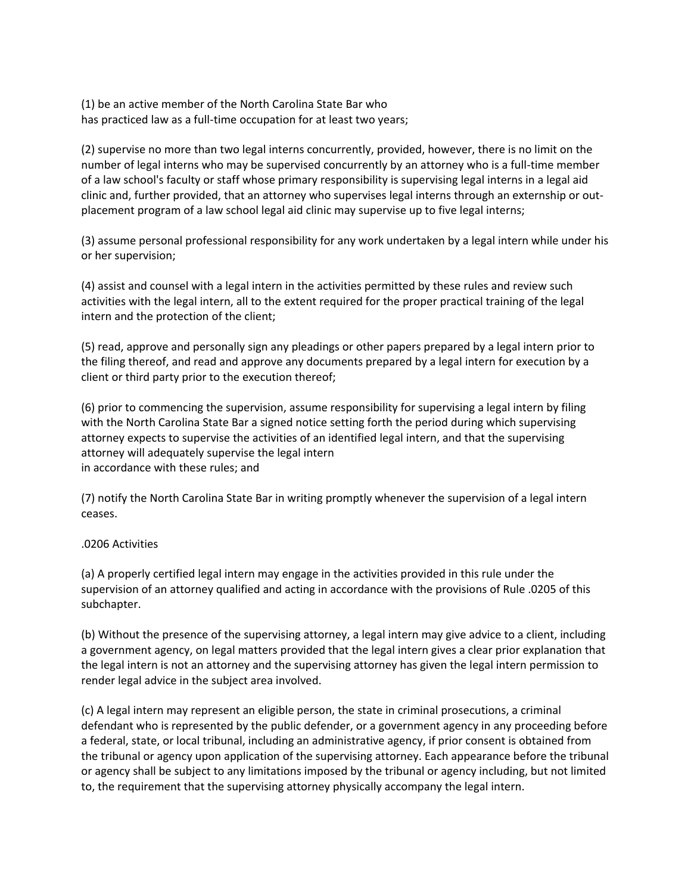(1) be an active member of the North Carolina State Bar who has practiced law as a full-time occupation for at least two years;

(2) supervise no more than two legal interns concurrently, provided, however, there is no limit on the number of legal interns who may be supervised concurrently by an attorney who is a full-time member of a law school's faculty or staff whose primary responsibility is supervising legal interns in a legal aid clinic and, further provided, that an attorney who supervises legal interns through an externship or out-placement program of a law school legal aid clinic may supervise up to five legal interns;

(3) assume personal professional responsibility for any work undertaken by a legal intern while under his or her supervision;

(4) assist and counsel with a legal intern in the activities permitted by these rules and review such activities with the legal intern, all to the extent required for the proper practical training of the legal intern and the protection of the client;

(5) read, approve and personally sign any pleadings or other papers prepared by a legal intern prior to the filing thereof, and read and approve any documents prepared by a legal intern for execution by a client or third party prior to the execution thereof;

(6) prior to commencing the supervision, assume responsibility for supervising a legal intern by filing with the North Carolina State Bar a signed notice setting forth the period during which supervising attorney expects to supervise the activities of an identified legal intern, and that the supervising attorney will adequately supervise the legal intern in accordance with these rules; and

(7) notify the North Carolina State Bar in writing promptly whenever the supervision of a legal intern ceases.

.0206 Activities

(a) A properly certified legal intern may engage in the activities provided in this rule under the supervision of an attorney qualified and acting in accordance with the provisions of Rule .0205 of this subchapter.

(b) Without the presence of the supervising attorney, a legal intern may give advice to a client, including a government agency, on legal matters provided that the legal intern gives a clear prior explanation that the legal intern is not an attorney and the supervising attorney has given the legal intern permission to render legal advice in the subject area involved.

(c) A legal intern may represent an eligible person, the state in criminal prosecutions, a criminal defendant who is represented by the public defender, or a government agency in any proceeding before a federal, state, or local tribunal, including an administrative agency, if prior consent is obtained from the tribunal or agency upon application of the supervising attorney. Each appearance before the tribunal or agency shall be subject to any limitations imposed by the tribunal or agency including, but not limited to, the requirement that the supervising attorney physically accompany the legal intern.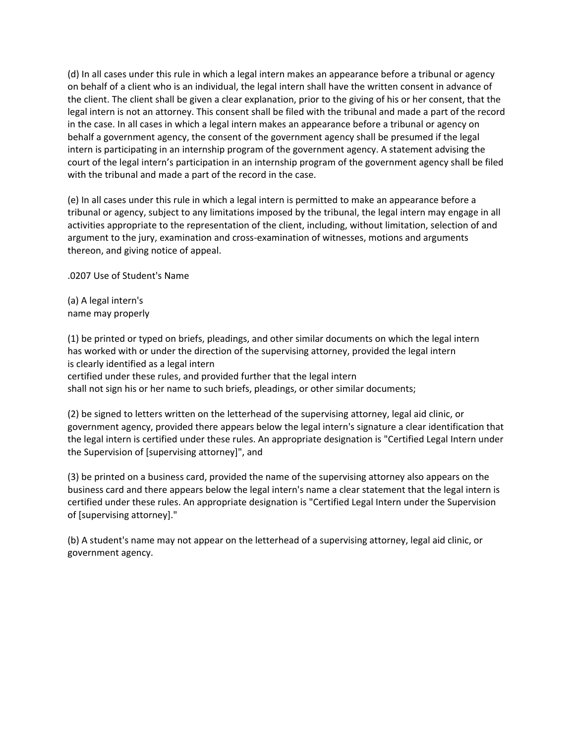(d) In all cases under this rule in which a legal intern makes an appearance before a tribunal or agency on behalf of a client who is an individual, the legal intern shall have the written consent in advance of the client. The client shall be given a clear explanation, prior to the giving of his or her consent, that the legal intern is not an attorney. This consent shall be filed with the tribunal and made a part of the record in the case. In all cases in which a legal intern makes an appearance before a tribunal or agency on behalf a government agency, the consent of the government agency shall be presumed if the legal intern is participating in an internship program of the government agency. A statement advising the court of the legal intern's participation in an internship program of the government agency shall be filed with the tribunal and made a part of the record in the case.

(e) In all cases under this rule in which a legal intern is permitted to make an appearance before a tribunal or agency, subject to any limitations imposed by the tribunal, the legal intern may engage in all activities appropriate to the representation of the client, including, without limitation, selection of and argument to the jury, examination and cross-examination of witnesses, motions and arguments thereon, and giving notice of appeal.

.0207 Use of Student's Name

(a) A legal intern's name may properly

(1) be printed or typed on briefs, pleadings, and other similar documents on which the legal intern has worked with or under the direction of the supervising attorney, provided the legal intern is clearly identified as a legal intern certified under these rules, and provided further that the legal intern shall not sign his or her name to such briefs, pleadings, or other similar documents;

(2) be signed to letters written on the letterhead of the supervising attorney, legal aid clinic, or government agency, provided there appears below the legal intern's signature a clear identification that the legal intern is certified under these rules. An appropriate designation is "Certified Legal Intern under the Supervision of [supervising attorney]", and

(3) be printed on a business card, provided the name of the supervising attorney also appears on the business card and there appears below the legal intern's name a clear statement that the legal intern is certified under these rules. An appropriate designation is "Certified Legal Intern under the Supervision of [supervising attorney]."

(b) A student's name may not appear on the letterhead of a supervising attorney, legal aid clinic, or government agency.